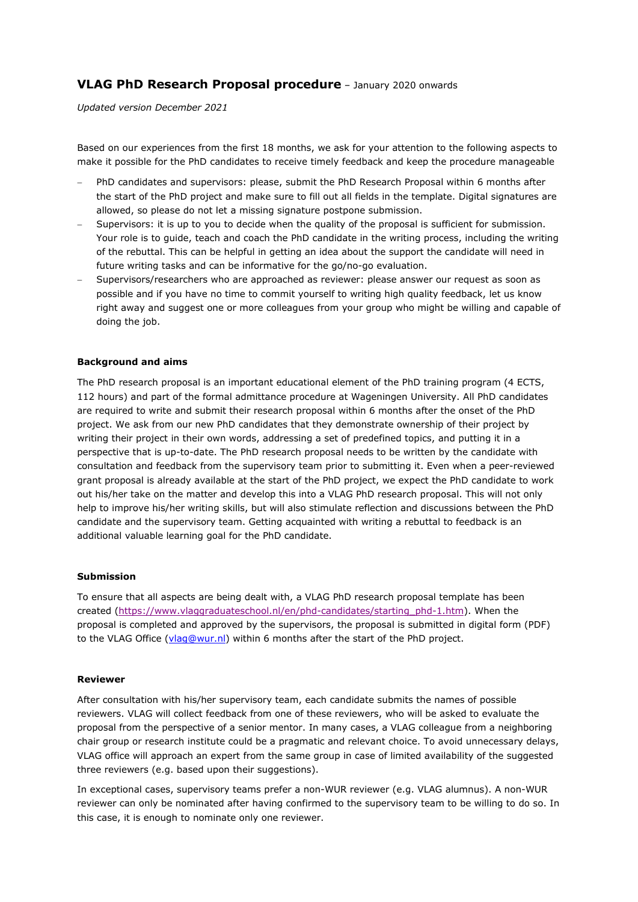# **VLAG PhD Research Proposal procedure** – January 2020 onwards

*Updated version December 2021*

Based on our experiences from the first 18 months, we ask for your attention to the following aspects to make it possible for the PhD candidates to receive timely feedback and keep the procedure manageable

- PhD candidates and supervisors: please, submit the PhD Research Proposal within 6 months after the start of the PhD project and make sure to fill out all fields in the template. Digital signatures are allowed, so please do not let a missing signature postpone submission.
- Supervisors: it is up to you to decide when the quality of the proposal is sufficient for submission. Your role is to guide, teach and coach the PhD candidate in the writing process, including the writing of the rebuttal. This can be helpful in getting an idea about the support the candidate will need in future writing tasks and can be informative for the go/no-go evaluation.
- Supervisors/researchers who are approached as reviewer: please answer our request as soon as possible and if you have no time to commit yourself to writing high quality feedback, let us know right away and suggest one or more colleagues from your group who might be willing and capable of doing the job.

## **Background and aims**

The PhD research proposal is an important educational element of the PhD training program (4 ECTS, 112 hours) and part of the formal admittance procedure at Wageningen University. All PhD candidates are required to write and submit their research proposal within 6 months after the onset of the PhD project. We ask from our new PhD candidates that they demonstrate ownership of their project by writing their project in their own words, addressing a set of predefined topics, and putting it in a perspective that is up-to-date. The PhD research proposal needs to be written by the candidate with consultation and feedback from the supervisory team prior to submitting it. Even when a peer-reviewed grant proposal is already available at the start of the PhD project, we expect the PhD candidate to work out his/her take on the matter and develop this into a VLAG PhD research proposal. This will not only help to improve his/her writing skills, but will also stimulate reflection and discussions between the PhD candidate and the supervisory team. Getting acquainted with writing a rebuttal to feedback is an additional valuable learning goal for the PhD candidate.

## **Submission**

To ensure that all aspects are being dealt with, a VLAG PhD research proposal template has been created (https://www.vlaggraduateschool.nl/en/phd-candidates/starting_phd-1.htm). When the proposal is completed and approved by the supervisors, the proposal is submitted in digital form (PDF) to the VLAG Office (vlag@wur.nl) within 6 months after the start of the PhD project.

## **Reviewer**

After consultation with his/her supervisory team, each candidate submits the names of possible reviewers. VLAG will collect feedback from one of these reviewers, who will be asked to evaluate the proposal from the perspective of a senior mentor. In many cases, a VLAG colleague from a neighboring chair group or research institute could be a pragmatic and relevant choice. To avoid unnecessary delays, VLAG office will approach an expert from the same group in case of limited availability of the suggested three reviewers (e.g. based upon their suggestions).

In exceptional cases, supervisory teams prefer a non-WUR reviewer (e.g. VLAG alumnus). A non-WUR reviewer can only be nominated after having confirmed to the supervisory team to be willing to do so. In this case, it is enough to nominate only one reviewer.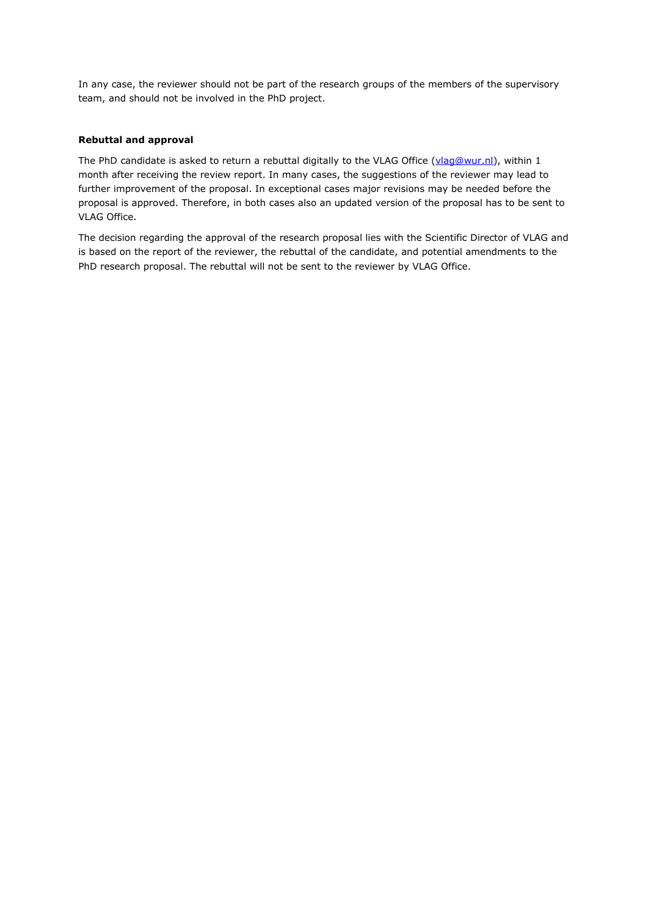In any case, the reviewer should not be part of the research groups of the members of the supervisory team, and should not be involved in the PhD project.

**Rebuttal and approval**

The PhD candidate is asked to return a rebuttal digitally to the VLAG Office (vlag@wur.nl), within 1 month after receiving the review report. In many cases, the suggestions of the reviewer may lead to further improvement of the proposal. In exceptional cases major revisions may be needed before the proposal is approved. Therefore, in both cases also an updated version of the proposal has to be sent to VLAG Office.

The decision regarding the approval of the research proposal lies with the Scientific Director of VLAG and is based on the report of the reviewer, the rebuttal of the candidate, and potential amendments to the PhD research proposal. The rebuttal will not be sent to the reviewer by VLAG Office.